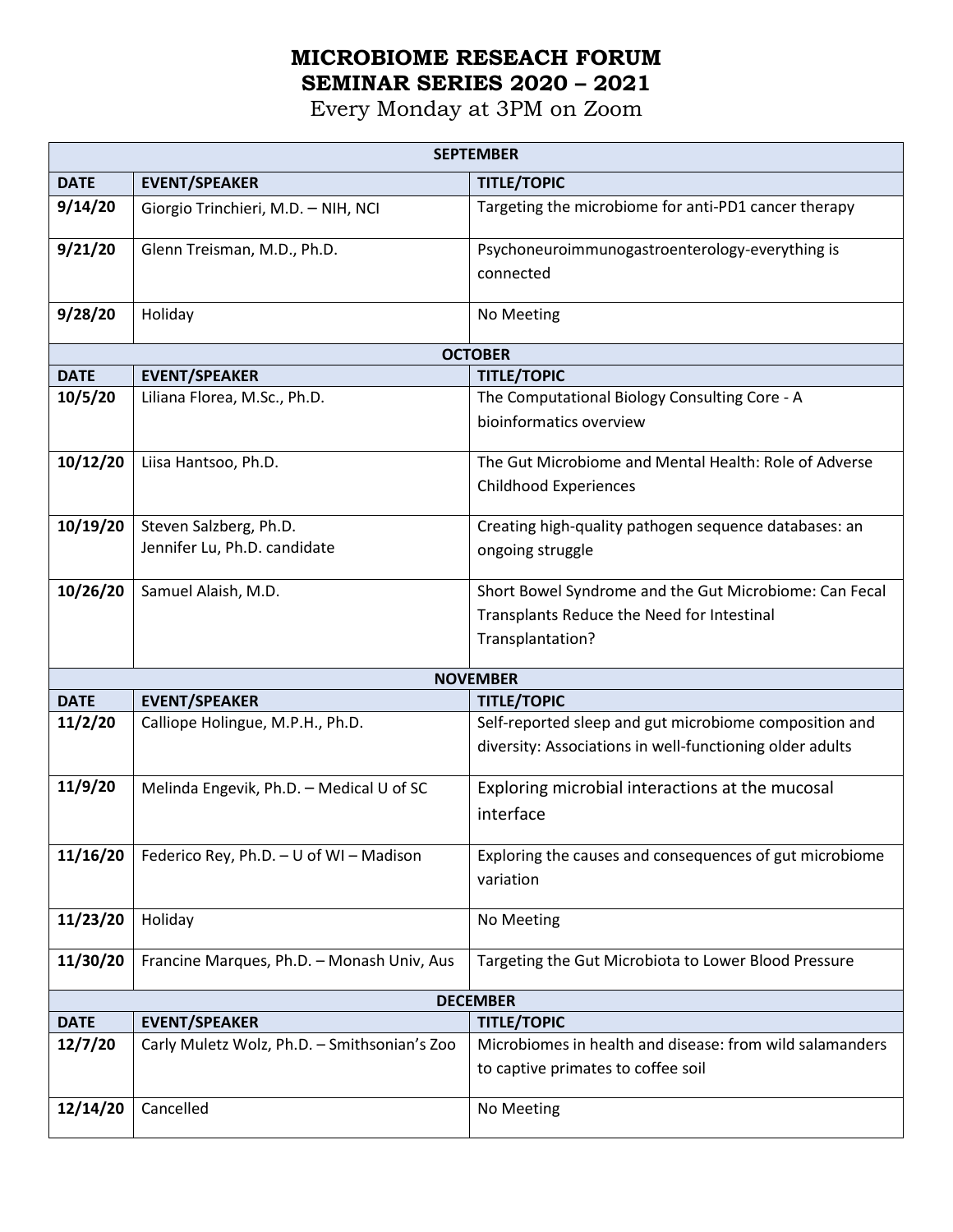# MICROBIOME RESEACH FORUM
# SEMINAR SERIES 2020 – 2021

Every Monday at 3PM on Zoom

| SEPTEMBER | | |
|---|---|---|
| **DATE** | **EVENT/SPEAKER** | **TITLE/TOPIC** |
| **9/14/20** | Giorgio Trinchieri, M.D. – NIH, NCI | Targeting the microbiome for anti-PD1 cancer therapy |
| **9/21/20** | Glenn Treisman, M.D., Ph.D. | Psychoneuroimmunogastroenterology-everything is connected |
| **9/28/20** | Holiday | No Meeting |
| **OCTOBER** | | |
| **DATE** | **EVENT/SPEAKER** | **TITLE/TOPIC** |
| **10/5/20** | Liliana Florea, M.Sc., Ph.D. | The Computational Biology Consulting Core - A bioinformatics overview |
| **10/12/20** | Liisa Hantsoo, Ph.D. | The Gut Microbiome and Mental Health: Role of Adverse Childhood Experiences |
| **10/19/20** | Steven Salzberg, Ph.D.<br>Jennifer Lu, Ph.D. candidate | Creating high-quality pathogen sequence databases: an ongoing struggle |
| **10/26/20** | Samuel Alaish, M.D. | Short Bowel Syndrome and the Gut Microbiome: Can Fecal Transplants Reduce the Need for Intestinal Transplantation? |
| **NOVEMBER** | | |
| **DATE** | **EVENT/SPEAKER** | **TITLE/TOPIC** |
| **11/2/20** | Calliope Holingue, M.P.H., Ph.D. | Self-reported sleep and gut microbiome composition and diversity: Associations in well-functioning older adults |
| **11/9/20** | Melinda Engevik, Ph.D. – Medical U of SC | Exploring microbial interactions at the mucosal interface |
| **11/16/20** | Federico Rey, Ph.D. – U of WI – Madison | Exploring the causes and consequences of gut microbiome variation |
| **11/23/20** | Holiday | No Meeting |
| **11/30/20** | Francine Marques, Ph.D. – Monash Univ, Aus | Targeting the Gut Microbiota to Lower Blood Pressure |
| **DECEMBER** | | |
| **DATE** | **EVENT/SPEAKER** | **TITLE/TOPIC** |
| **12/7/20** | Carly Muletz Wolz, Ph.D. – Smithsonian's Zoo | Microbiomes in health and disease: from wild salamanders to captive primates to coffee soil |
| **12/14/20** | Cancelled | No Meeting |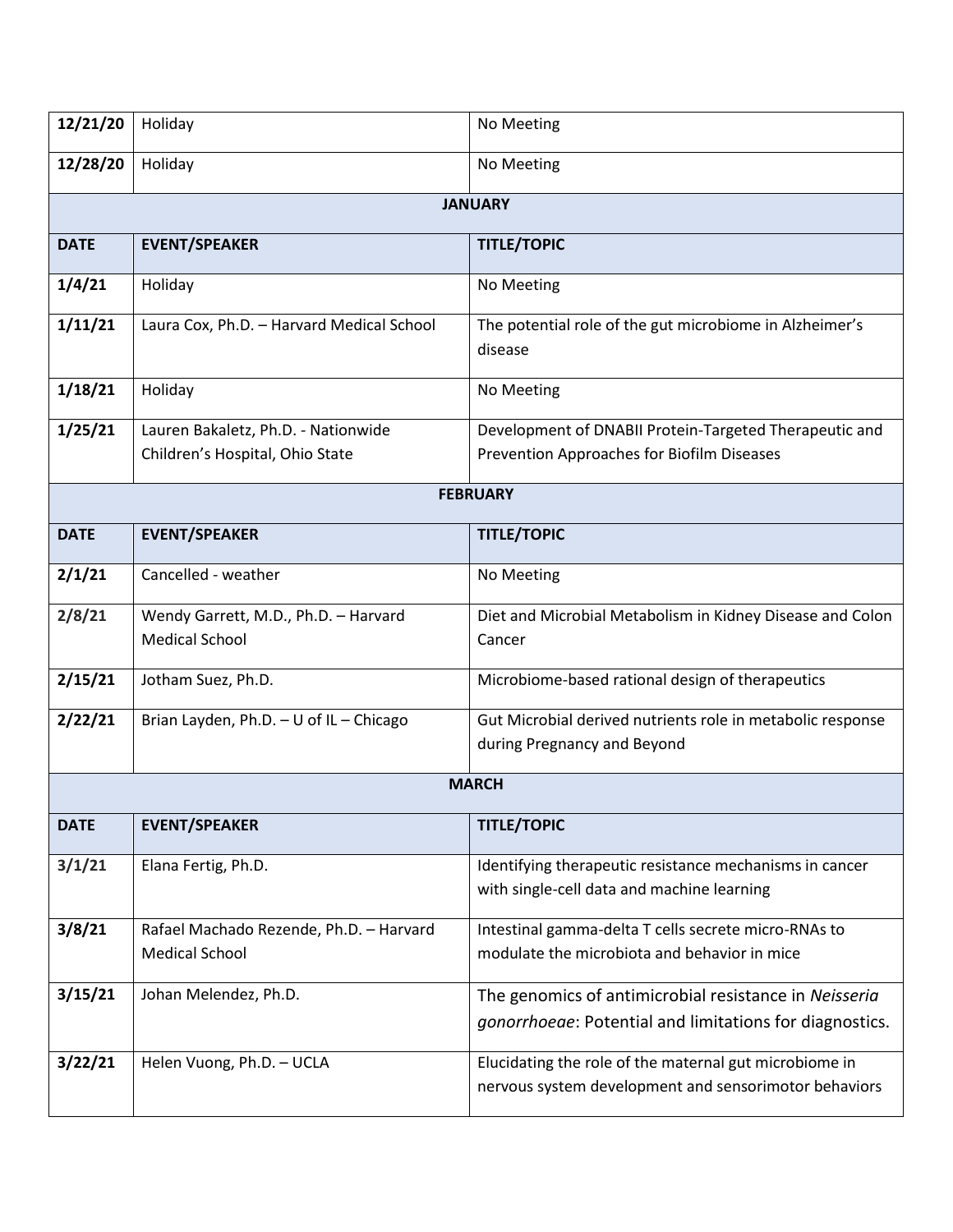| | | |
|---|---|---|
| **12/21/20** | Holiday | No Meeting |
| **12/28/20** | Holiday | No Meeting |
| | **JANUARY** | |
| **DATE** | **EVENT/SPEAKER** | **TITLE/TOPIC** |
| **1/4/21** | Holiday | No Meeting |
| **1/11/21** | Laura Cox, Ph.D. – Harvard Medical School | The potential role of the gut microbiome in Alzheimer's disease |
| **1/18/21** | Holiday | No Meeting |
| **1/25/21** | Lauren Bakaletz, Ph.D. - Nationwide Children's Hospital, Ohio State | Development of DNABII Protein-Targeted Therapeutic and Prevention Approaches for Biofilm Diseases |
| | **FEBRUARY** | |
| **DATE** | **EVENT/SPEAKER** | **TITLE/TOPIC** |
| **2/1/21** | Cancelled - weather | No Meeting |
| **2/8/21** | Wendy Garrett, M.D., Ph.D. – Harvard Medical School | Diet and Microbial Metabolism in Kidney Disease and Colon Cancer |
| **2/15/21** | Jotham Suez, Ph.D. | Microbiome-based rational design of therapeutics |
| **2/22/21** | Brian Layden, Ph.D. – U of IL – Chicago | Gut Microbial derived nutrients role in metabolic response during Pregnancy and Beyond |
| | **MARCH** | |
| **DATE** | **EVENT/SPEAKER** | **TITLE/TOPIC** |
| **3/1/21** | Elana Fertig, Ph.D. | Identifying therapeutic resistance mechanisms in cancer with single-cell data and machine learning |
| **3/8/21** | Rafael Machado Rezende, Ph.D. – Harvard Medical School | Intestinal gamma-delta T cells secrete micro-RNAs to modulate the microbiota and behavior in mice |
| **3/15/21** | Johan Melendez, Ph.D. | The genomics of antimicrobial resistance in *Neisseria gonorrhoeae*: Potential and limitations for diagnostics. |
| **3/22/21** | Helen Vuong, Ph.D. – UCLA | Elucidating the role of the maternal gut microbiome in nervous system development and sensorimotor behaviors |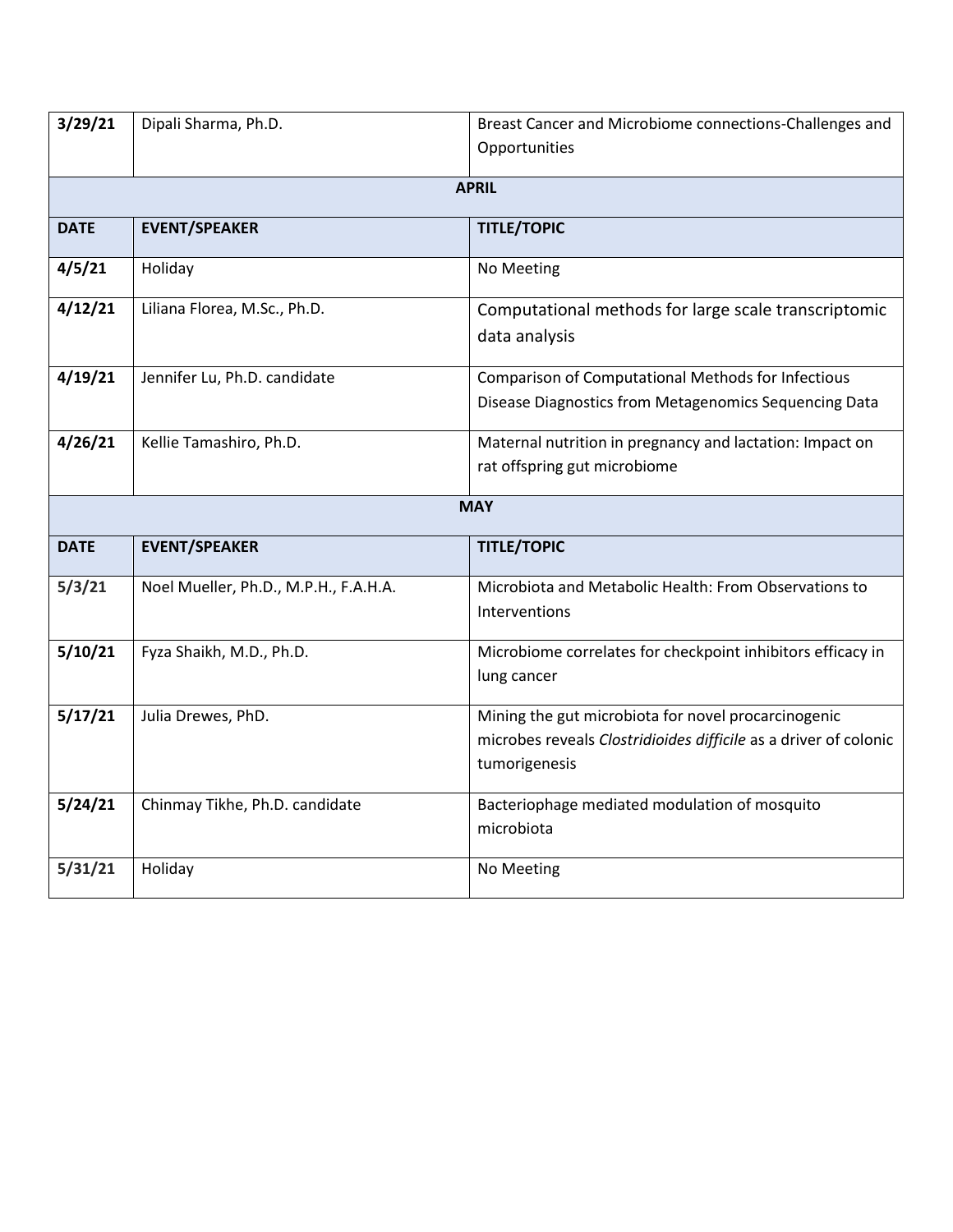| | | |
|---|---|---|
| **3/29/21** | Dipali Sharma, Ph.D. | Breast Cancer and Microbiome connections-Challenges and Opportunities |
| **APRIL** | | |
| **DATE** | **EVENT/SPEAKER** | **TITLE/TOPIC** |
| **4/5/21** | Holiday | No Meeting |
| **4/12/21** | Liliana Florea, M.Sc., Ph.D. | Computational methods for large scale transcriptomic data analysis |
| **4/19/21** | Jennifer Lu, Ph.D. candidate | Comparison of Computational Methods for Infectious Disease Diagnostics from Metagenomics Sequencing Data |
| **4/26/21** | Kellie Tamashiro, Ph.D. | Maternal nutrition in pregnancy and lactation: Impact on rat offspring gut microbiome |
| **MAY** | | |
| **DATE** | **EVENT/SPEAKER** | **TITLE/TOPIC** |
| **5/3/21** | Noel Mueller, Ph.D., M.P.H., F.A.H.A. | Microbiota and Metabolic Health: From Observations to Interventions |
| **5/10/21** | Fyza Shaikh, M.D., Ph.D. | Microbiome correlates for checkpoint inhibitors efficacy in lung cancer |
| **5/17/21** | Julia Drewes, PhD. | Mining the gut microbiota for novel procarcinogenic microbes reveals *Clostridioides difficile* as a driver of colonic tumorigenesis |
| **5/24/21** | Chinmay Tikhe, Ph.D. candidate | Bacteriophage mediated modulation of mosquito microbiota |
| **5/31/21** | Holiday | No Meeting |